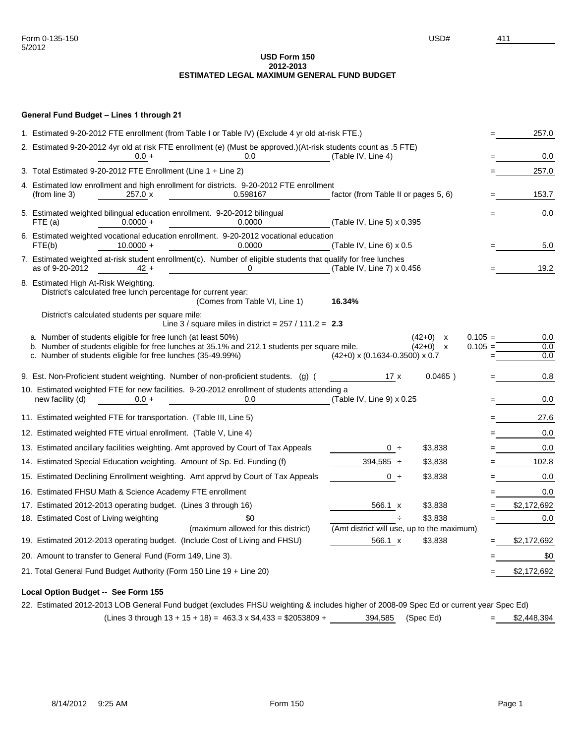Form 0-135-150
5/2012

USD# 411

**USD Form 150**
**2012-2013**
**ESTIMATED LEGAL MAXIMUM GENERAL FUND BUDGET**

**General Fund Budget – Lines 1 through 21**

1. Estimated 9-20-2012 FTE enrollment (from Table I or Table IV) (Exclude 4 yr old at-risk FTE.) = 257.0

2. Estimated 9-20-2012 4yr old at risk FTE enrollment (e) (Must be approved.)(At-risk students count as .5 FTE) 0.0 + 0.0 (Table IV, Line 4) = 0.0

3. Total Estimated 9-20-2012 FTE Enrollment (Line 1 + Line 2) = 257.0

4. Estimated low enrollment and high enrollment for districts. 9-20-2012 FTE enrollment (from line 3) 257.0 x 0.598167 factor (from Table II or pages 5, 6) = 153.7

5. Estimated weighted bilingual education enrollment. 9-20-2012 bilingual FTE (a) 0.0000 + 0.0000 (Table IV, Line 5) x 0.395 = 0.0

6. Estimated weighted vocational education enrollment. 9-20-2012 vocational education FTE(b) 10.0000 + 0.0000 (Table IV, Line 6) x 0.5 = 5.0

7. Estimated weighted at-risk student enrollment(c). Number of eligible students that qualify for free lunches as of 9-20-2012 42 + 0 (Table IV, Line 7) x 0.456 = 19.2

8. Estimated High At-Risk Weighting.
   District's calculated free lunch percentage for current year: (Comes from Table VI, Line 1) **16.34%**
   District's calculated students per square mile: Line 3 / square miles in district = 257 / 111.2 = **2.3**
   a. Number of students eligible for free lunch (at least 50%) (42+0) x 0.105 = 0.0
   b. Number of students eligible for free lunches at 35.1% and 212.1 students per square mile. (42+0) x 0.105 = 0.0
   c. Number of students eligible for free lunches (35-49.99%) (42+0) x (0.1634-0.3500) x 0.7 = 0.0

9. Est. Non-Proficient student weighting. Number of non-proficient students. (g) ( 17 x 0.0465 ) = 0.8

10. Estimated weighted FTE for new facilities. 9-20-2012 enrollment of students attending a new facility (d) 0.0 + 0.0 (Table IV, Line 9) x 0.25 = 0.0

11. Estimated weighted FTE for transportation. (Table III, Line 5) = 27.6

12. Estimated weighted FTE virtual enrollment. (Table V, Line 4) = 0.0

13. Estimated ancillary facilities weighting. Amt approved by Court of Tax Appeals 0 ÷ $3,838 = 0.0

14. Estimated Special Education weighting. Amount of Sp. Ed. Funding (f) 394,585 ÷ $3,838 = 102.8

15. Estimated Declining Enrollment weighting. Amt apprvd by Court of Tax Appeals 0 ÷ $3,838 = 0.0

16. Estimated FHSU Math & Science Academy FTE enrollment = 0.0

17. Estimated 2012-2013 operating budget. (Lines 3 through 16) 566.1 x $3,838 = $2,172,692

18. Estimated Cost of Living weighting $0 (maximum allowed for this district) ÷ $3,838 (Amt district will use, up to the maximum) = 0.0

19. Estimated 2012-2013 operating budget. (Include Cost of Living and FHSU) 566.1 x $3,838 = $2,172,692

20. Amount to transfer to General Fund (Form 149, Line 3). = $0

21. Total General Fund Budget Authority (Form 150 Line 19 + Line 20) = $2,172,692

**Local Option Budget -- See Form 155**

22. Estimated 2012-2013 LOB General Fund budget (excludes FHSU weighting & includes higher of 2008-09 Spec Ed or current year Spec Ed)
    (Lines 3 through 13 + 15 + 18) = 463.3 x $4,433 = $2053809 + 394,585 (Spec Ed) = $2,448,394

8/14/2012 9:25 AM Form 150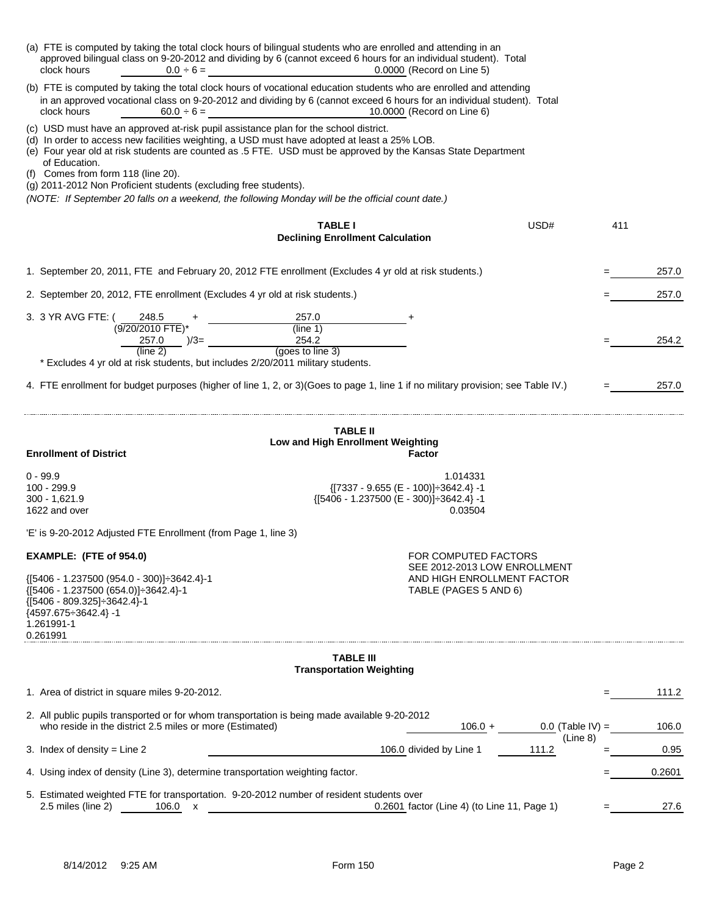(a) FTE is computed by taking the total clock hours of bilingual students who are enrolled and attending in an approved bilingual class on 9-20-2012 and dividing by 6 (cannot exceed 6 hours for an individual student). Total clock hours 0.0 ÷ 6 = 0.0000 (Record on Line 5)

(b) FTE is computed by taking the total clock hours of vocational education students who are enrolled and attending in an approved vocational class on 9-20-2012 and dividing by 6 (cannot exceed 6 hours for an individual student). Total clock hours 60.0 ÷ 6 = 10.0000 (Record on Line 6)

(c) USD must have an approved at-risk pupil assistance plan for the school district.
(d) In order to access new facilities weighting, a USD must have adopted at least a 25% LOB.
(e) Four year old at risk students are counted as .5 FTE. USD must be approved by the Kansas State Department of Education.
(f) Comes from form 118 (line 20).
(g) 2011-2012 Non Proficient students (excluding free students).

*(NOTE: If September 20 falls on a weekend, the following Monday will be the official count date.)*

## TABLE I
### Declining Enrollment Calculation

USD# 411

1. September 20, 2011, FTE and February 20, 2012 FTE enrollment (Excludes 4 yr old at risk students.) = 257.0

2. September 20, 2012, FTE enrollment (Excludes 4 yr old at risk students.) = 257.0

3. 3 YR AVG FTE: ( 248.5 (9/20/2010 FTE)* + 257.0 (line 1) + 257.0 (line 2) )/3= 254.2 (goes to line 3) = 254.2

\* Excludes 4 yr old at risk students, but includes 2/20/2011 military students.

4. FTE enrollment for budget purposes (higher of line 1, 2, or 3)(Goes to page 1, line 1 if no military provision; see Table IV.) = 257.0

## TABLE II
### Low and High Enrollment Weighting

| Enrollment of District | Factor |
|---|---|
| 0 - 99.9 | 1.014331 |
| 100 - 299.9 | {[7337 - 9.655 (E - 100)]÷3642.4} -1 |
| 300 - 1,621.9 | {[5406 - 1.237500 (E - 300)]÷3642.4} -1 |
| 1622 and over | 0.03504 |

'E' is 9-20-2012 Adjusted FTE Enrollment (from Page 1, line 3)

**EXAMPLE: (FTE of 954.0)**

{[5406 - 1.237500 (954.0 - 300)]÷3642.4}-1
{[5406 - 1.237500 (654.0)]÷3642.4}-1
{[5406 - 809.325]÷3642.4}-1
{4597.675÷3642.4} -1
1.261991-1
0.261991

FOR COMPUTED FACTORS SEE 2012-2013 LOW ENROLLMENT AND HIGH ENROLLMENT FACTOR TABLE (PAGES 5 AND 6)

## TABLE III
### Transportation Weighting

1. Area of district in square miles 9-20-2012. = 111.2

2. All public pupils transported or for whom transportation is being made available 9-20-2012 who reside in the district 2.5 miles or more (Estimated) 106.0 + 0.0 (Table IV) = 106.0 (Line 8)

3. Index of density = Line 2 106.0 divided by Line 1 111.2 = 0.95

4. Using index of density (Line 3), determine transportation weighting factor. = 0.2601

5. Estimated weighted FTE for transportation. 9-20-2012 number of resident students over 2.5 miles (line 2) 106.0 x 0.2601 factor (Line 4) (to Line 11, Page 1) = 27.6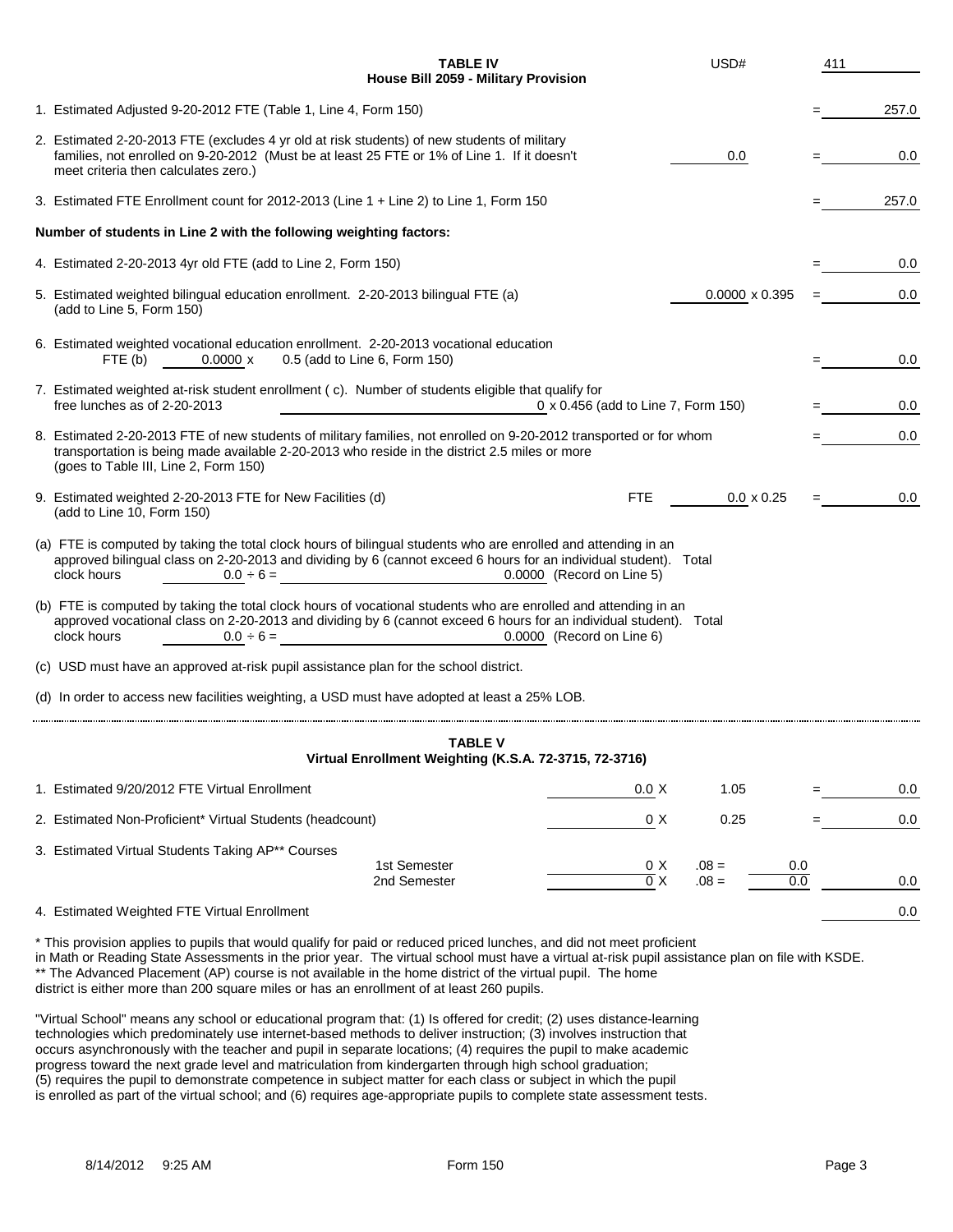## TABLE IV
### House Bill 2059 - Military Provision

USD# 411

1. Estimated Adjusted 9-20-2012 FTE (Table 1, Line 4, Form 150) = 257.0

2. Estimated 2-20-2013 FTE (excludes 4 yr old at risk students) of new students of military families, not enrolled on 9-20-2012 (Must be at least 25 FTE or 1% of Line 1. If it doesn't meet criteria then calculates zero.) 0.0 = 0.0

3. Estimated FTE Enrollment count for 2012-2013 (Line 1 + Line 2) to Line 1, Form 150 = 257.0

**Number of students in Line 2 with the following weighting factors:**

4. Estimated 2-20-2013 4yr old FTE (add to Line 2, Form 150) = 0.0

5. Estimated weighted bilingual education enrollment. 2-20-2013 bilingual FTE (a) (add to Line 5, Form 150) 0.0000 x 0.395 = 0.0

6. Estimated weighted vocational education enrollment. 2-20-2013 vocational education FTE (b) 0.0000 x 0.5 (add to Line 6, Form 150) = 0.0

7. Estimated weighted at-risk student enrollment ( c). Number of students eligible that qualify for free lunches as of 2-20-2013 0 x 0.456 (add to Line 7, Form 150) = 0.0

8. Estimated 2-20-2013 FTE of new students of military families, not enrolled on 9-20-2012 transported or for whom transportation is being made available 2-20-2013 who reside in the district 2.5 miles or more (goes to Table III, Line 2, Form 150) = 0.0

9. Estimated weighted 2-20-2013 FTE for New Facilities (d) (add to Line 10, Form 150) FTE 0.0 x 0.25 = 0.0

(a) FTE is computed by taking the total clock hours of bilingual students who are enrolled and attending in an approved bilingual class on 2-20-2013 and dividing by 6 (cannot exceed 6 hours for an individual student). Total clock hours 0.0 ÷ 6 = 0.0000 (Record on Line 5)

(b) FTE is computed by taking the total clock hours of vocational students who are enrolled and attending in an approved vocational class on 2-20-2013 and dividing by 6 (cannot exceed 6 hours for an individual student). Total clock hours 0.0 ÷ 6 = 0.0000 (Record on Line 6)

(c) USD must have an approved at-risk pupil assistance plan for the school district.

(d) In order to access new facilities weighting, a USD must have adopted at least a 25% LOB.

## TABLE V
### Virtual Enrollment Weighting (K.S.A. 72-3715, 72-3716)

| | | | | | |
|---|---|---|---|---|---|
| 1. Estimated 9/20/2012 FTE Virtual Enrollment | | 0.0 X | 1.05 | = | 0.0 |
| 2. Estimated Non-Proficient* Virtual Students (headcount) | | 0 X | 0.25 | = | 0.0 |
| 3. Estimated Virtual Students Taking AP** Courses | 1st Semester | 0 X | .08 = | 0.0 | |
| | 2nd Semester | 0 X | .08 = | 0.0 | 0.0 |
| 4. Estimated Weighted FTE Virtual Enrollment | | | | | 0.0 |

\* This provision applies to pupils that would qualify for paid or reduced priced lunches, and did not meet proficient in Math or Reading State Assessments in the prior year. The virtual school must have a virtual at-risk pupil assistance plan on file with KSDE.
\** The Advanced Placement (AP) course is not available in the home district of the virtual pupil. The home district is either more than 200 square miles or has an enrollment of at least 260 pupils.

"Virtual School" means any school or educational program that: (1) Is offered for credit; (2) uses distance-learning technologies which predominately use internet-based methods to deliver instruction; (3) involves instruction that occurs asynchronously with the teacher and pupil in separate locations; (4) requires the pupil to make academic progress toward the next grade level and matriculation from kindergarten through high school graduation; (5) requires the pupil to demonstrate competence in subject matter for each class or subject in which the pupil is enrolled as part of the virtual school; and (6) requires age-appropriate pupils to complete state assessment tests.

8/14/2012 9:25 AM Form 150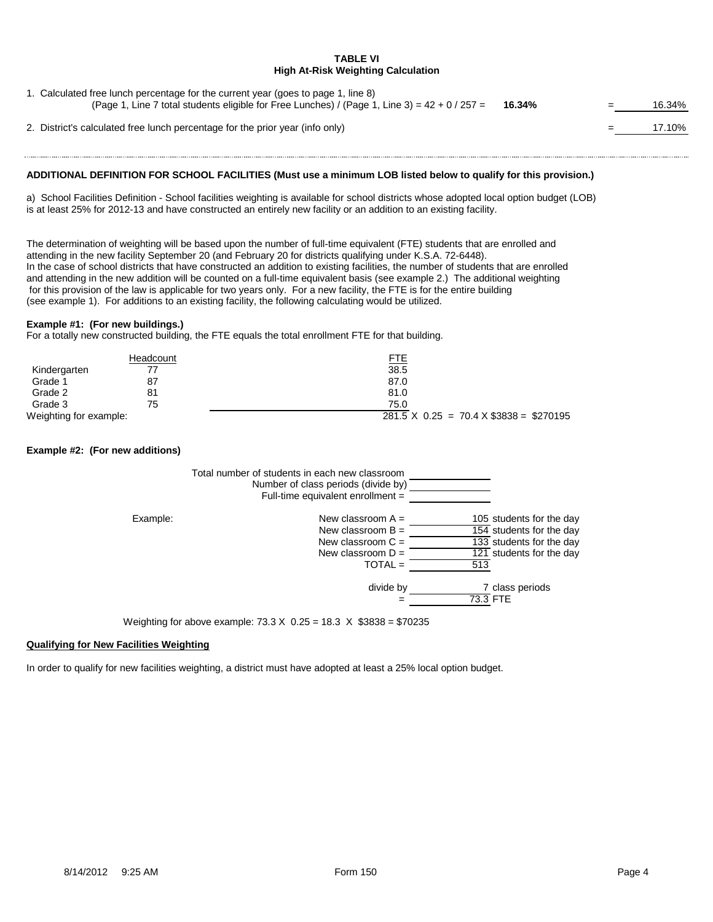## TABLE VI
## High At-Risk Weighting Calculation

1. Calculated free lunch percentage for the current year (goes to page 1, line 8)
   (Page 1, Line 7 total students eligible for Free Lunches) / (Page 1, Line 3) = 42 + 0 / 257 = **16.34%** = 16.34%

2. District's calculated free lunch percentage for the prior year (info only) = 17.10%

---

**ADDITIONAL DEFINITION FOR SCHOOL FACILITIES (Must use a minimum LOB listed below to qualify for this provision.)**

a) School Facilities Definition - School facilities weighting is available for school districts whose adopted local option budget (LOB) is at least 25% for 2012-13 and have constructed an entirely new facility or an addition to an existing facility.

The determination of weighting will be based upon the number of full-time equivalent (FTE) students that are enrolled and attending in the new facility September 20 (and February 20 for districts qualifying under K.S.A. 72-6448). In the case of school districts that have constructed an addition to existing facilities, the number of students that are enrolled and attending in the new addition will be counted on a full-time equivalent basis (see example 2.) The additional weighting for this provision of the law is applicable for two years only. For a new facility, the FTE is for the entire building (see example 1). For additions to an existing facility, the following calculating would be utilized.

**Example #1: (For new buildings.)**

For a totally new constructed building, the FTE equals the total enrollment FTE for that building.

| | Headcount | FTE |
|---|---|---|
| Kindergarten | 77 | 38.5 |
| Grade 1 | 87 | 87.0 |
| Grade 2 | 81 | 81.0 |
| Grade 3 | 75 | 75.0 |
| Weighting for example: | | 281.5 X 0.25 = 70.4 X $3838 = $270195 |

**Example #2: (For new additions)**

Total number of students in each new classroom
Number of class periods (divide by)
Full-time equivalent enrollment =

| Example: | | |
|---|---|---|
| | New classroom A = | 105 students for the day |
| | New classroom B = | 154 students for the day |
| | New classroom C = | 133 students for the day |
| | New classroom D = | 121 students for the day |
| | TOTAL = | 513 |
| | divide by | 7 class periods |
| | = | 73.3 FTE |

Weighting for above example: 73.3 X 0.25 = 18.3 X $3838 = $70235

**Qualifying for New Facilities Weighting**

In order to qualify for new facilities weighting, a district must have adopted at least a 25% local option budget.